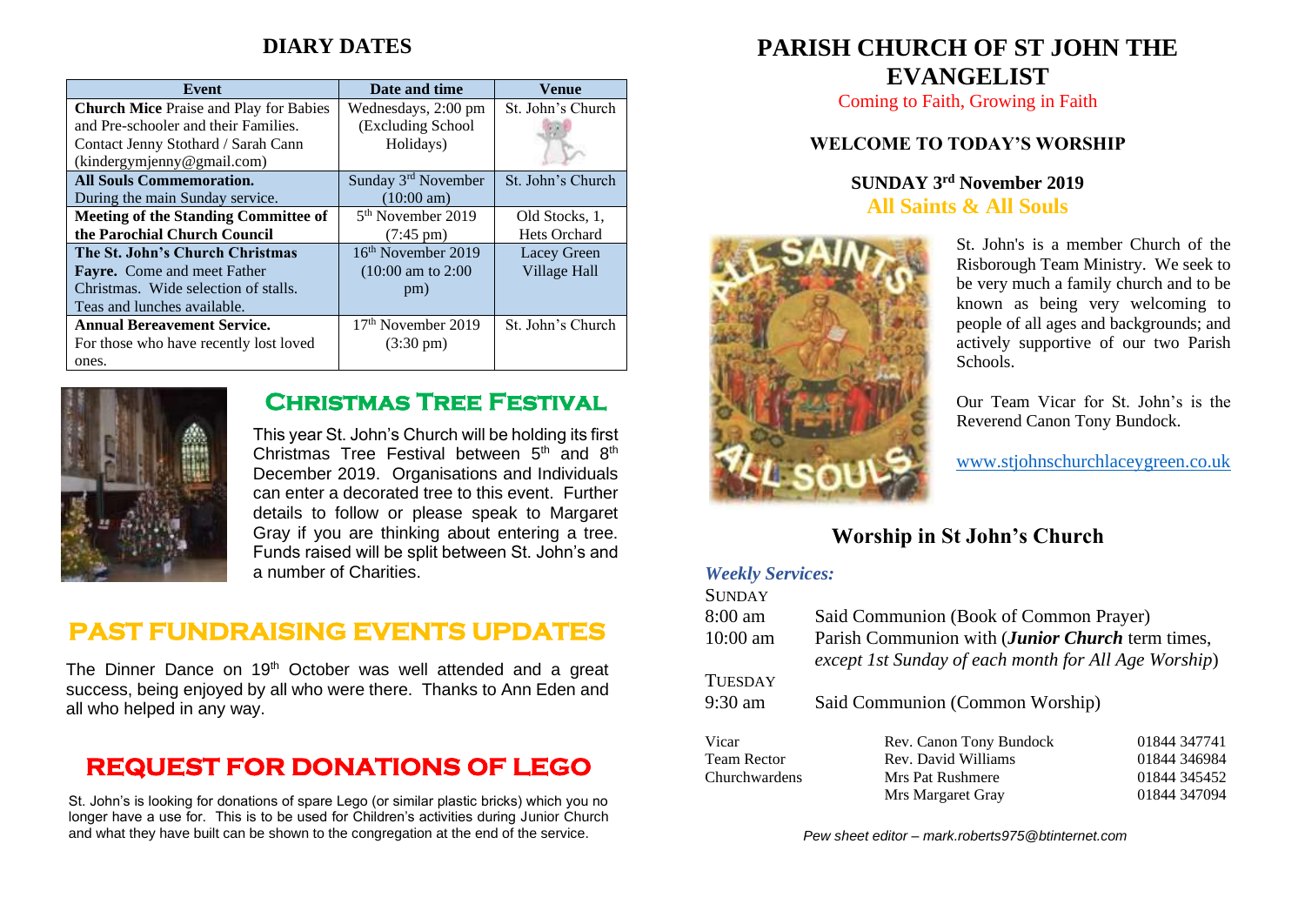## DIARY DATES

| Event | Date and time | Venue |
|---|---|---|
| **Church Mice** Praise and Play for Babies and Pre-schooler and their Families. Contact Jenny Stothard / Sarah Cann (kindergymjenny@gmail.com) | Wednesdays, 2:00 pm (Excluding School Holidays) | St. John's Church |
| **All Souls Commemoration.** During the main Sunday service. | Sunday 3rd November (10:00 am) | St. John's Church |
| **Meeting of the Standing Committee of the Parochial Church Council** | 5th November 2019 (7:45 pm) | Old Stocks, 1, Hets Orchard |
| **The St. John's Church Christmas Fayre.** Come and meet Father Christmas. Wide selection of stalls. Teas and lunches available. | 16th November 2019 (10:00 am to 2:00 pm) | Lacey Green Village Hall |
| **Annual Bereavement Service.** For those who have recently lost loved ones. | 17th November 2019 (3:30 pm) | St. John's Church |

## Christmas Tree Festival

This year St. John's Church will be holding its first Christmas Tree Festival between 5th and 8th December 2019. Organisations and Individuals can enter a decorated tree to this event. Further details to follow or please speak to Margaret Gray if you are thinking about entering a tree. Funds raised will be split between St. John's and a number of Charities.

## PAST FUNDRAISING EVENTS UPDATES

The Dinner Dance on 19th October was well attended and a great success, being enjoyed by all who were there. Thanks to Ann Eden and all who helped in any way.

## REQUEST FOR DONATIONS OF LEGO

St. John's is looking for donations of spare Lego (or similar plastic bricks) which you no longer have a use for. This is to be used for Children's activities during Junior Church and what they have built can be shown to the congregation at the end of the service.

# PARISH CHURCH OF ST JOHN THE EVANGELIST

Coming to Faith, Growing in Faith

### WELCOME TO TODAY'S WORSHIP

### SUNDAY 3rd November 2019

**All Saints & All Souls**

St. John's is a member Church of the Risborough Team Ministry. We seek to be very much a family church and to be known as being very welcoming to people of all ages and backgrounds; and actively supportive of our two Parish Schools.

Our Team Vicar for St. John's is the Reverend Canon Tony Bundock.

www.stjohnschurchlaceygreen.co.uk

## Worship in St John's Church

***Weekly Services:***

SUNDAY

8:00 am Said Communion (Book of Common Prayer)

10:00 am Parish Communion with (***Junior Church*** term times, *except 1st Sunday of each month for All Age Worship*)

TUESDAY

9:30 am Said Communion (Common Worship)

| | | |
|---|---|---|
| Vicar | Rev. Canon Tony Bundock | 01844 347741 |
| Team Rector | Rev. David Williams | 01844 346984 |
| Churchwardens | Mrs Pat Rushmere | 01844 345452 |
| | Mrs Margaret Gray | 01844 347094 |

*Pew sheet editor – mark.roberts975@btinternet.com*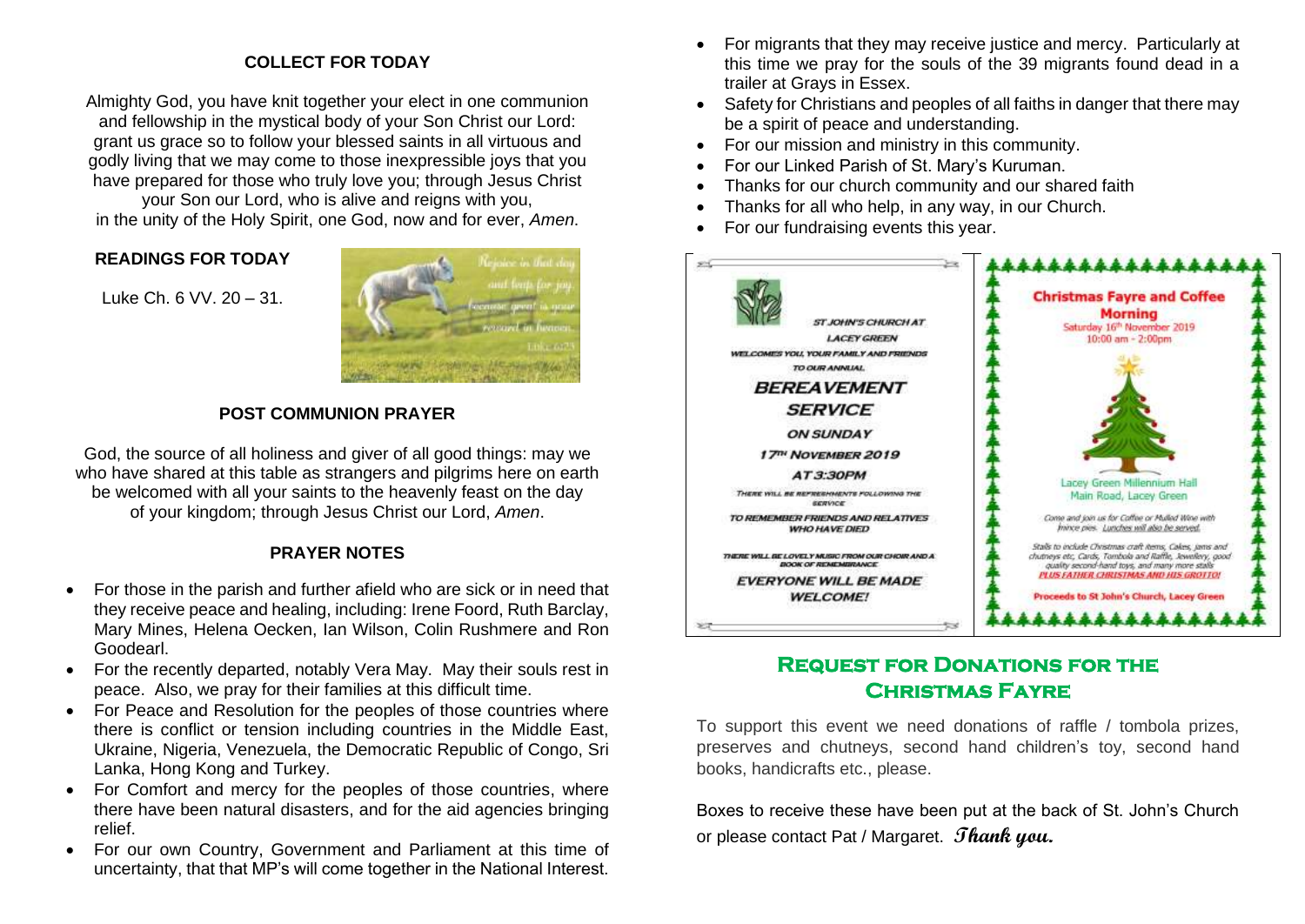## COLLECT FOR TODAY

Almighty God, you have knit together your elect in one communion and fellowship in the mystical body of your Son Christ our Lord: grant us grace so to follow your blessed saints in all virtuous and godly living that we may come to those inexpressible joys that you have prepared for those who truly love you; through Jesus Christ your Son our Lord, who is alive and reigns with you, in the unity of the Holy Spirit, one God, now and for ever, *Amen*.

## READINGS FOR TODAY

Luke Ch. 6 VV. 20 – 31.

Rejoice in that day and leap for joy, because great is your reward in heaven. Luke 6:23

## POST COMMUNION PRAYER

God, the source of all holiness and giver of all good things: may we who have shared at this table as strangers and pilgrims here on earth be welcomed with all your saints to the heavenly feast on the day of your kingdom; through Jesus Christ our Lord, *Amen*.

## PRAYER NOTES

- For those in the parish and further afield who are sick or in need that they receive peace and healing, including: Irene Foord, Ruth Barclay, Mary Mines, Helena Oecken, Ian Wilson, Colin Rushmere and Ron Goodearl.
- For the recently departed, notably Vera May. May their souls rest in peace. Also, we pray for their families at this difficult time.
- For Peace and Resolution for the peoples of those countries where there is conflict or tension including countries in the Middle East, Ukraine, Nigeria, Venezuela, the Democratic Republic of Congo, Sri Lanka, Hong Kong and Turkey.
- For Comfort and mercy for the peoples of those countries, where there have been natural disasters, and for the aid agencies bringing relief.
- For our own Country, Government and Parliament at this time of uncertainty, that that MP's will come together in the National Interest.
- For migrants that they may receive justice and mercy. Particularly at this time we pray for the souls of the 39 migrants found dead in a trailer at Grays in Essex.
- Safety for Christians and peoples of all faiths in danger that there may be a spirit of peace and understanding.
- For our mission and ministry in this community.
- For our Linked Parish of St. Mary's Kuruman.
- Thanks for our church community and our shared faith
- Thanks for all who help, in any way, in our Church.
- For our fundraising events this year.

ST JOHN'S CHURCH AT LACEY GREEN
WELCOMES YOU, YOUR FAMILY AND FRIENDS TO OUR ANNUAL

**BEREAVEMENT SERVICE**

ON SUNDAY 17TH NOVEMBER 2019 AT 3:30PM

THERE WILL BE REFRESHMENTS FOLLOWING THE SERVICE

TO REMEMBER FRIENDS AND RELATIVES WHO HAVE DIED

THERE WILL BE LOVELY MUSIC FROM OUR CHOIR AND A BOOK OF REMEMBRANCE

EVERYONE WILL BE MADE WELCOME!

**Christmas Fayre and Coffee Morning**

Saturday 16th November 2019
10:00 am - 2:00pm

Lacey Green Millennium Hall
Main Road, Lacey Green

Come and join us for Coffee or Mulled Wine with mince pies. Lunches will also be served.

Stalls to include Christmas craft items, Cakes, jams and chutneys etc, Cards, Tombola and Raffle, Jewellery, good quality second-hand toys, and many more stalls

PLUS FATHER CHRISTMAS AND HIS GROTTO!

Proceeds to St John's Church, Lacey Green

## Request for Donations for the Christmas Fayre

To support this event we need donations of raffle / tombola prizes, preserves and chutneys, second hand children's toy, second hand books, handicrafts etc., please.

Boxes to receive these have been put at the back of St. John's Church or please contact Pat / Margaret. ***Thank you.***